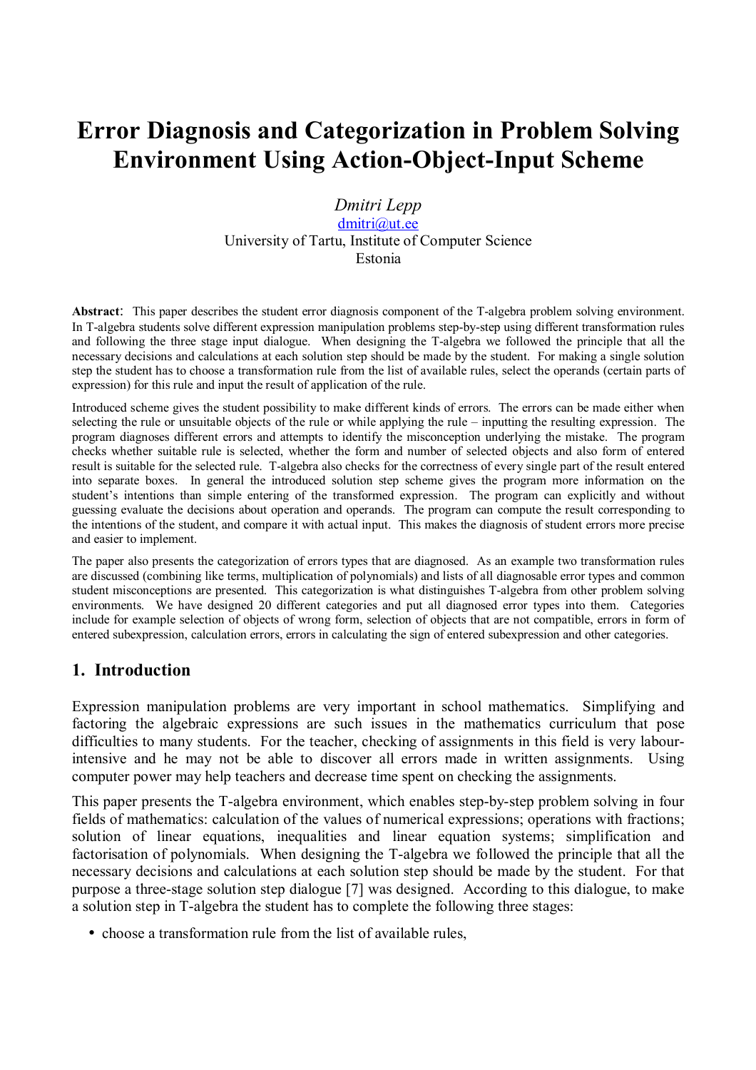# Error Diagnosis and Categorization in Problem Solving Environment Using Action-Object-Input Scheme

*Dmitri Lepp*

dmitri@ut.ee

University of Tartu, Institute of Computer Science

Estonia

**Abstract**: This paper describes the student error diagnosis component of the T-algebra problem solving environment. In T-algebra students solve different expression manipulation problems step-by-step using different transformation rules and following the three stage input dialogue. When designing the T-algebra we followed the principle that all the necessary decisions and calculations at each solution step should be made by the student. For making a single solution step the student has to choose a transformation rule from the list of available rules, select the operands (certain parts of expression) for this rule and input the result of application of the rule.

Introduced scheme gives the student possibility to make different kinds of errors. The errors can be made either when selecting the rule or unsuitable objects of the rule or while applying the rule – inputting the resulting expression. The program diagnoses different errors and attempts to identify the misconception underlying the mistake. The program checks whether suitable rule is selected, whether the form and number of selected objects and also form of entered result is suitable for the selected rule. T-algebra also checks for the correctness of every single part of the result entered into separate boxes. In general the introduced solution step scheme gives the program more information on the student's intentions than simple entering of the transformed expression. The program can explicitly and without guessing evaluate the decisions about operation and operands. The program can compute the result corresponding to the intentions of the student, and compare it with actual input. This makes the diagnosis of student errors more precise and easier to implement.

The paper also presents the categorization of errors types that are diagnosed. As an example two transformation rules are discussed (combining like terms, multiplication of polynomials) and lists of all diagnosable error types and common student misconceptions are presented. This categorization is what distinguishes T-algebra from other problem solving environments. We have designed 20 different categories and put all diagnosed error types into them. Categories include for example selection of objects of wrong form, selection of objects that are not compatible, errors in form of entered subexpression, calculation errors, errors in calculating the sign of entered subexpression and other categories.

## 1. Introduction

Expression manipulation problems are very important in school mathematics. Simplifying and factoring the algebraic expressions are such issues in the mathematics curriculum that pose difficulties to many students. For the teacher, checking of assignments in this field is very labour-intensive and he may not be able to discover all errors made in written assignments. Using computer power may help teachers and decrease time spent on checking the assignments.

This paper presents the T-algebra environment, which enables step-by-step problem solving in four fields of mathematics: calculation of the values of numerical expressions; operations with fractions; solution of linear equations, inequalities and linear equation systems; simplification and factorisation of polynomials. When designing the T-algebra we followed the principle that all the necessary decisions and calculations at each solution step should be made by the student. For that purpose a three-stage solution step dialogue [7] was designed. According to this dialogue, to make a solution step in T-algebra the student has to complete the following three stages:

- choose a transformation rule from the list of available rules,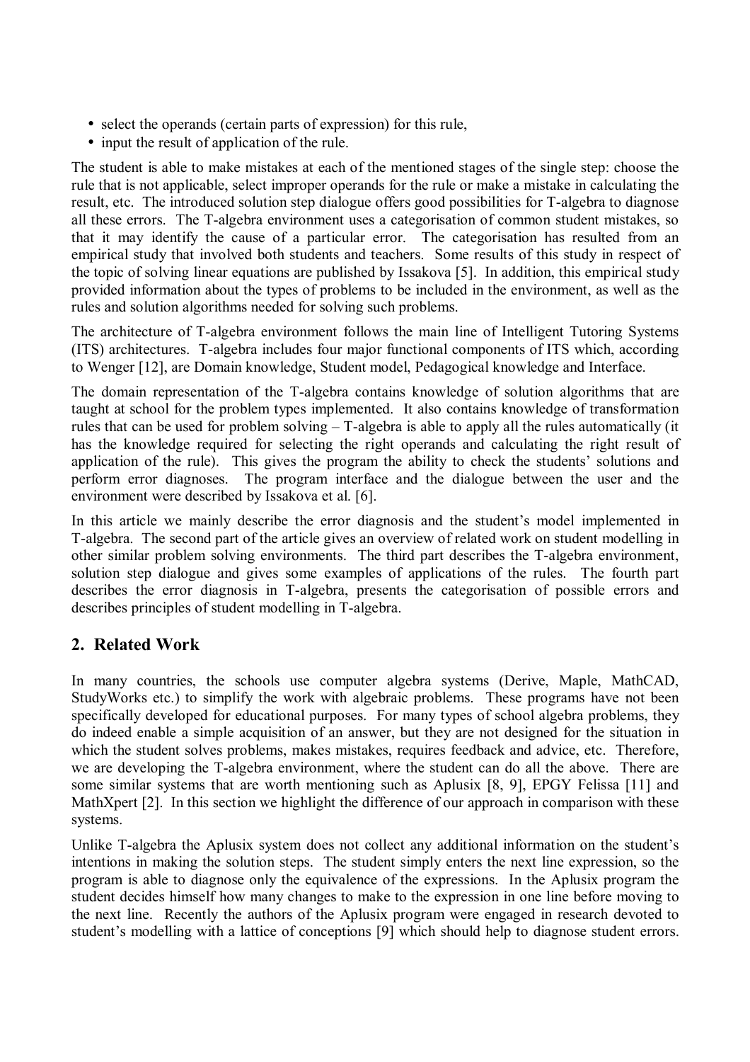- select the operands (certain parts of expression) for this rule,
- input the result of application of the rule.

The student is able to make mistakes at each of the mentioned stages of the single step: choose the rule that is not applicable, select improper operands for the rule or make a mistake in calculating the result, etc. The introduced solution step dialogue offers good possibilities for T-algebra to diagnose all these errors. The T-algebra environment uses a categorisation of common student mistakes, so that it may identify the cause of a particular error. The categorisation has resulted from an empirical study that involved both students and teachers. Some results of this study in respect of the topic of solving linear equations are published by Issakova [5]. In addition, this empirical study provided information about the types of problems to be included in the environment, as well as the rules and solution algorithms needed for solving such problems.

The architecture of T-algebra environment follows the main line of Intelligent Tutoring Systems (ITS) architectures. T-algebra includes four major functional components of ITS which, according to Wenger [12], are Domain knowledge, Student model, Pedagogical knowledge and Interface.

The domain representation of the T-algebra contains knowledge of solution algorithms that are taught at school for the problem types implemented. It also contains knowledge of transformation rules that can be used for problem solving – T-algebra is able to apply all the rules automatically (it has the knowledge required for selecting the right operands and calculating the right result of application of the rule). This gives the program the ability to check the students' solutions and perform error diagnoses. The program interface and the dialogue between the user and the environment were described by Issakova et al. [6].

In this article we mainly describe the error diagnosis and the student's model implemented in T-algebra. The second part of the article gives an overview of related work on student modelling in other similar problem solving environments. The third part describes the T-algebra environment, solution step dialogue and gives some examples of applications of the rules. The fourth part describes the error diagnosis in T-algebra, presents the categorisation of possible errors and describes principles of student modelling in T-algebra.

## 2. Related Work

In many countries, the schools use computer algebra systems (Derive, Maple, MathCAD, StudyWorks etc.) to simplify the work with algebraic problems. These programs have not been specifically developed for educational purposes. For many types of school algebra problems, they do indeed enable a simple acquisition of an answer, but they are not designed for the situation in which the student solves problems, makes mistakes, requires feedback and advice, etc. Therefore, we are developing the T-algebra environment, where the student can do all the above. There are some similar systems that are worth mentioning such as Aplusix [8, 9], EPGY Felissa [11] and MathXpert [2]. In this section we highlight the difference of our approach in comparison with these systems.

Unlike T-algebra the Aplusix system does not collect any additional information on the student's intentions in making the solution steps. The student simply enters the next line expression, so the program is able to diagnose only the equivalence of the expressions. In the Aplusix program the student decides himself how many changes to make to the expression in one line before moving to the next line. Recently the authors of the Aplusix program were engaged in research devoted to student's modelling with a lattice of conceptions [9] which should help to diagnose student errors.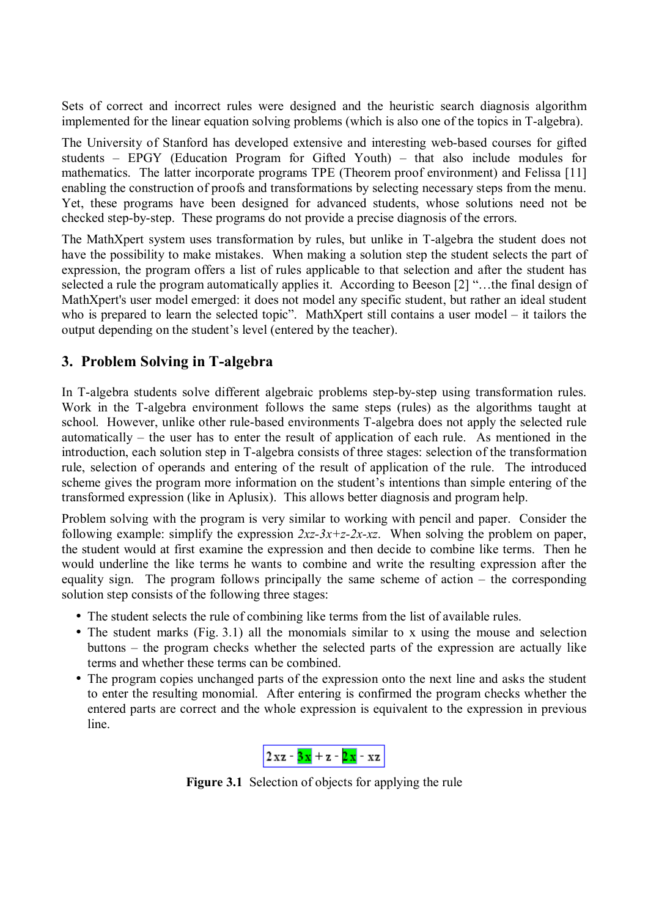Sets of correct and incorrect rules were designed and the heuristic search diagnosis algorithm implemented for the linear equation solving problems (which is also one of the topics in T-algebra).

The University of Stanford has developed extensive and interesting web-based courses for gifted students – EPGY (Education Program for Gifted Youth) – that also include modules for mathematics. The latter incorporate programs TPE (Theorem proof environment) and Felissa [11] enabling the construction of proofs and transformations by selecting necessary steps from the menu. Yet, these programs have been designed for advanced students, whose solutions need not be checked step-by-step. These programs do not provide a precise diagnosis of the errors.

The MathXpert system uses transformation by rules, but unlike in T-algebra the student does not have the possibility to make mistakes. When making a solution step the student selects the part of expression, the program offers a list of rules applicable to that selection and after the student has selected a rule the program automatically applies it. According to Beeson [2] "…the final design of MathXpert's user model emerged: it does not model any specific student, but rather an ideal student who is prepared to learn the selected topic". MathXpert still contains a user model – it tailors the output depending on the student's level (entered by the teacher).

## 3. Problem Solving in T-algebra

In T-algebra students solve different algebraic problems step-by-step using transformation rules. Work in the T-algebra environment follows the same steps (rules) as the algorithms taught at school. However, unlike other rule-based environments T-algebra does not apply the selected rule automatically – the user has to enter the result of application of each rule. As mentioned in the introduction, each solution step in T-algebra consists of three stages: selection of the transformation rule, selection of operands and entering of the result of application of the rule. The introduced scheme gives the program more information on the student's intentions than simple entering of the transformed expression (like in Aplusix). This allows better diagnosis and program help.

Problem solving with the program is very similar to working with pencil and paper. Consider the following example: simplify the expression $2xz-3x+z-2x-xz$. When solving the problem on paper, the student would at first examine the expression and then decide to combine like terms. Then he would underline the like terms he wants to combine and write the resulting expression after the equality sign. The program follows principally the same scheme of action – the corresponding solution step consists of the following three stages:

- The student selects the rule of combining like terms from the list of available rules.
- The student marks (Fig. 3.1) all the monomials similar to x using the mouse and selection buttons – the program checks whether the selected parts of the expression are actually like terms and whether these terms can be combined.
- The program copies unchanged parts of the expression onto the next line and asks the student to enter the resulting monomial. After entering is confirmed the program checks whether the entered parts are correct and the whole expression is equivalent to the expression in previous line.

$$2xz - 3x + z - 2x - xz$$

**Figure 3.1** Selection of objects for applying the rule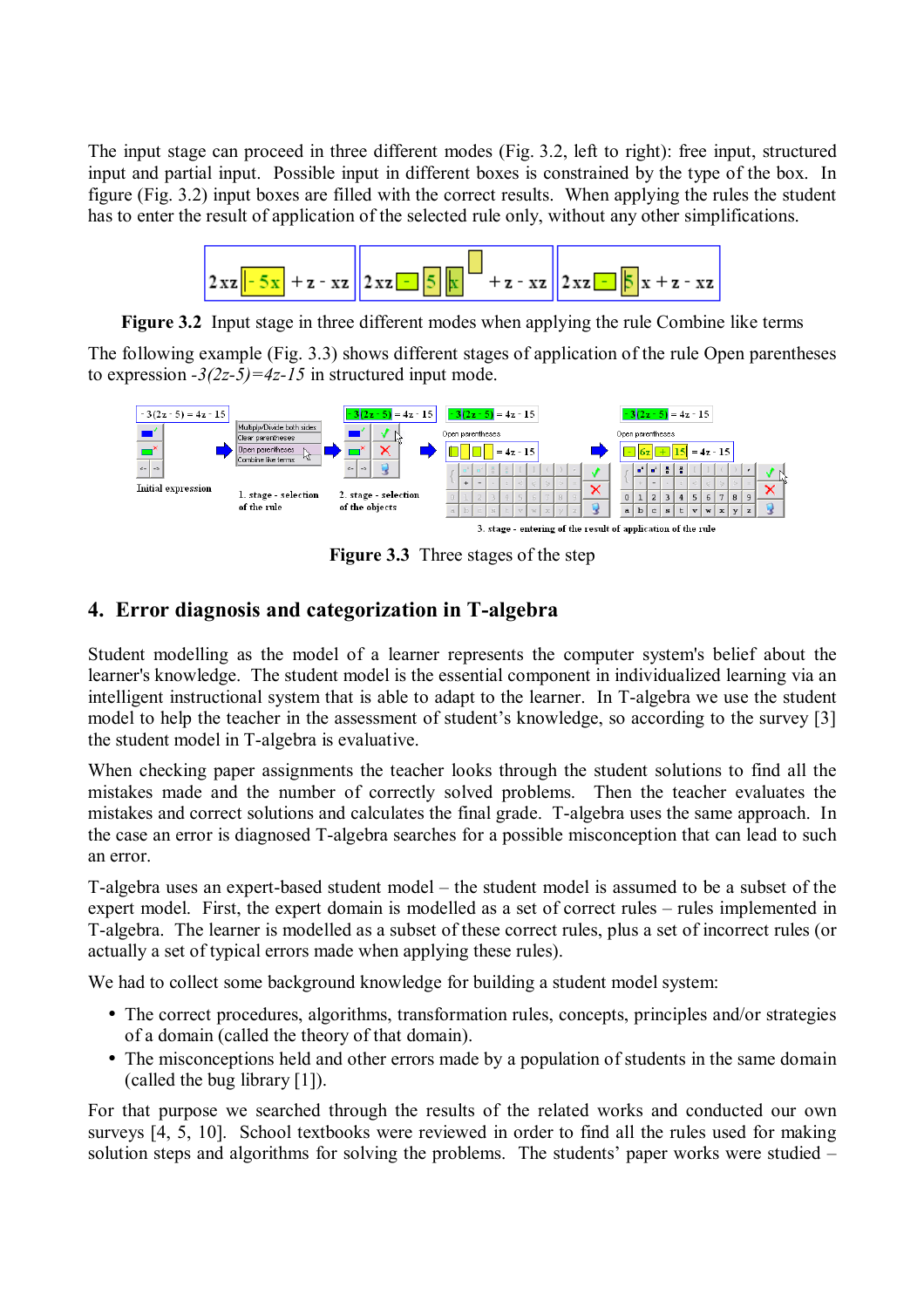The input stage can proceed in three different modes (Fig. 3.2, left to right): free input, structured input and partial input. Possible input in different boxes is constrained by the type of the box. In figure (Fig. 3.2) input boxes are filled with the correct results. When applying the rules the student has to enter the result of application of the selected rule only, without any other simplifications.

**Figure 3.2** Input stage in three different modes when applying the rule Combine like terms

The following example (Fig. 3.3) shows different stages of application of the rule Open parentheses to expression *-3(2z-5)=4z-15* in structured input mode.

**Figure 3.3** Three stages of the step

## 4. Error diagnosis and categorization in T-algebra

Student modelling as the model of a learner represents the computer system's belief about the learner's knowledge. The student model is the essential component in individualized learning via an intelligent instructional system that is able to adapt to the learner. In T-algebra we use the student model to help the teacher in the assessment of student's knowledge, so according to the survey [3] the student model in T-algebra is evaluative.

When checking paper assignments the teacher looks through the student solutions to find all the mistakes made and the number of correctly solved problems. Then the teacher evaluates the mistakes and correct solutions and calculates the final grade. T-algebra uses the same approach. In the case an error is diagnosed T-algebra searches for a possible misconception that can lead to such an error.

T-algebra uses an expert-based student model – the student model is assumed to be a subset of the expert model. First, the expert domain is modelled as a set of correct rules – rules implemented in T-algebra. The learner is modelled as a subset of these correct rules, plus a set of incorrect rules (or actually a set of typical errors made when applying these rules).

We had to collect some background knowledge for building a student model system:

- The correct procedures, algorithms, transformation rules, concepts, principles and/or strategies of a domain (called the theory of that domain).
- The misconceptions held and other errors made by a population of students in the same domain (called the bug library [1]).

For that purpose we searched through the results of the related works and conducted our own surveys [4, 5, 10]. School textbooks were reviewed in order to find all the rules used for making solution steps and algorithms for solving the problems. The students' paper works were studied –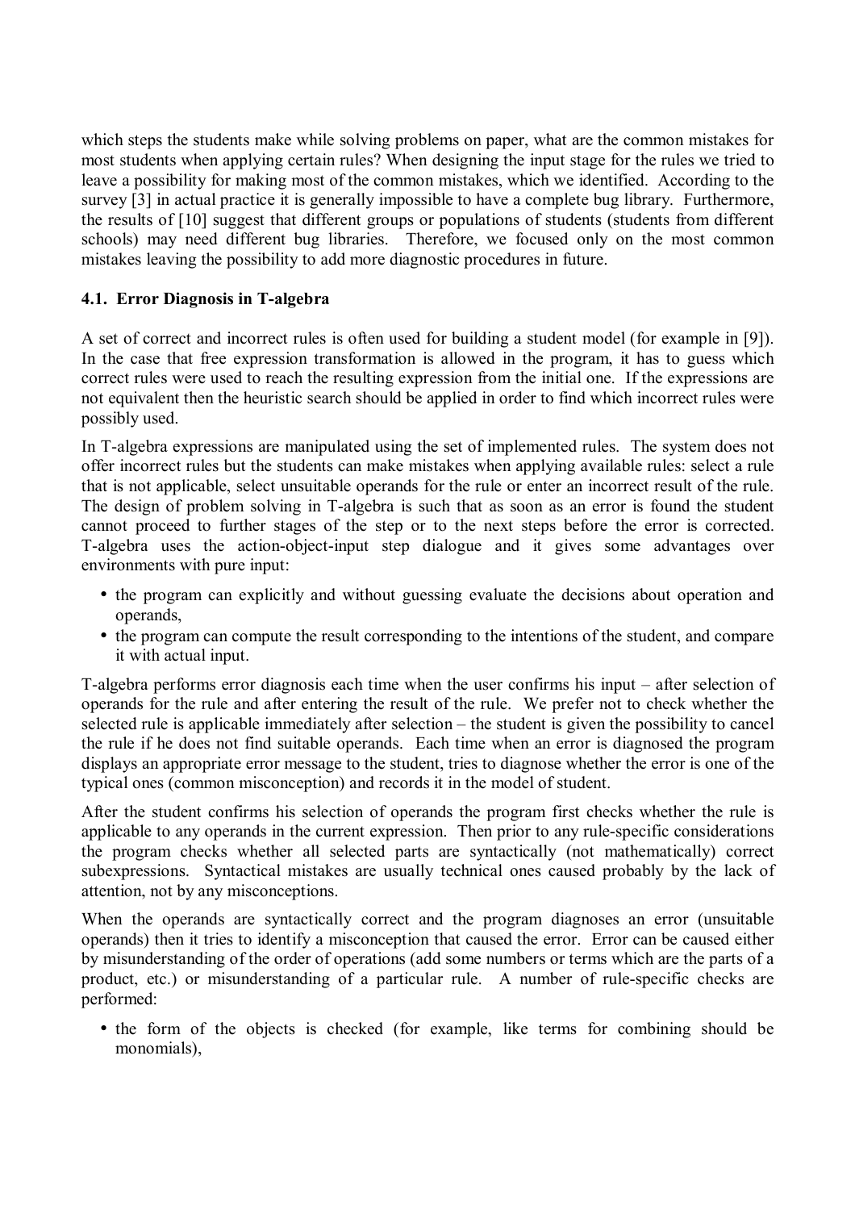which steps the students make while solving problems on paper, what are the common mistakes for most students when applying certain rules? When designing the input stage for the rules we tried to leave a possibility for making most of the common mistakes, which we identified. According to the survey [3] in actual practice it is generally impossible to have a complete bug library. Furthermore, the results of [10] suggest that different groups or populations of students (students from different schools) may need different bug libraries. Therefore, we focused only on the most common mistakes leaving the possibility to add more diagnostic procedures in future.

### 4.1. Error Diagnosis in T-algebra

A set of correct and incorrect rules is often used for building a student model (for example in [9]). In the case that free expression transformation is allowed in the program, it has to guess which correct rules were used to reach the resulting expression from the initial one. If the expressions are not equivalent then the heuristic search should be applied in order to find which incorrect rules were possibly used.

In T-algebra expressions are manipulated using the set of implemented rules. The system does not offer incorrect rules but the students can make mistakes when applying available rules: select a rule that is not applicable, select unsuitable operands for the rule or enter an incorrect result of the rule. The design of problem solving in T-algebra is such that as soon as an error is found the student cannot proceed to further stages of the step or to the next steps before the error is corrected. T-algebra uses the action-object-input step dialogue and it gives some advantages over environments with pure input:

- the program can explicitly and without guessing evaluate the decisions about operation and operands,
- the program can compute the result corresponding to the intentions of the student, and compare it with actual input.

T-algebra performs error diagnosis each time when the user confirms his input – after selection of operands for the rule and after entering the result of the rule. We prefer not to check whether the selected rule is applicable immediately after selection – the student is given the possibility to cancel the rule if he does not find suitable operands. Each time when an error is diagnosed the program displays an appropriate error message to the student, tries to diagnose whether the error is one of the typical ones (common misconception) and records it in the model of student.

After the student confirms his selection of operands the program first checks whether the rule is applicable to any operands in the current expression. Then prior to any rule-specific considerations the program checks whether all selected parts are syntactically (not mathematically) correct subexpressions. Syntactical mistakes are usually technical ones caused probably by the lack of attention, not by any misconceptions.

When the operands are syntactically correct and the program diagnoses an error (unsuitable operands) then it tries to identify a misconception that caused the error. Error can be caused either by misunderstanding of the order of operations (add some numbers or terms which are the parts of a product, etc.) or misunderstanding of a particular rule. A number of rule-specific checks are performed:

- the form of the objects is checked (for example, like terms for combining should be monomials),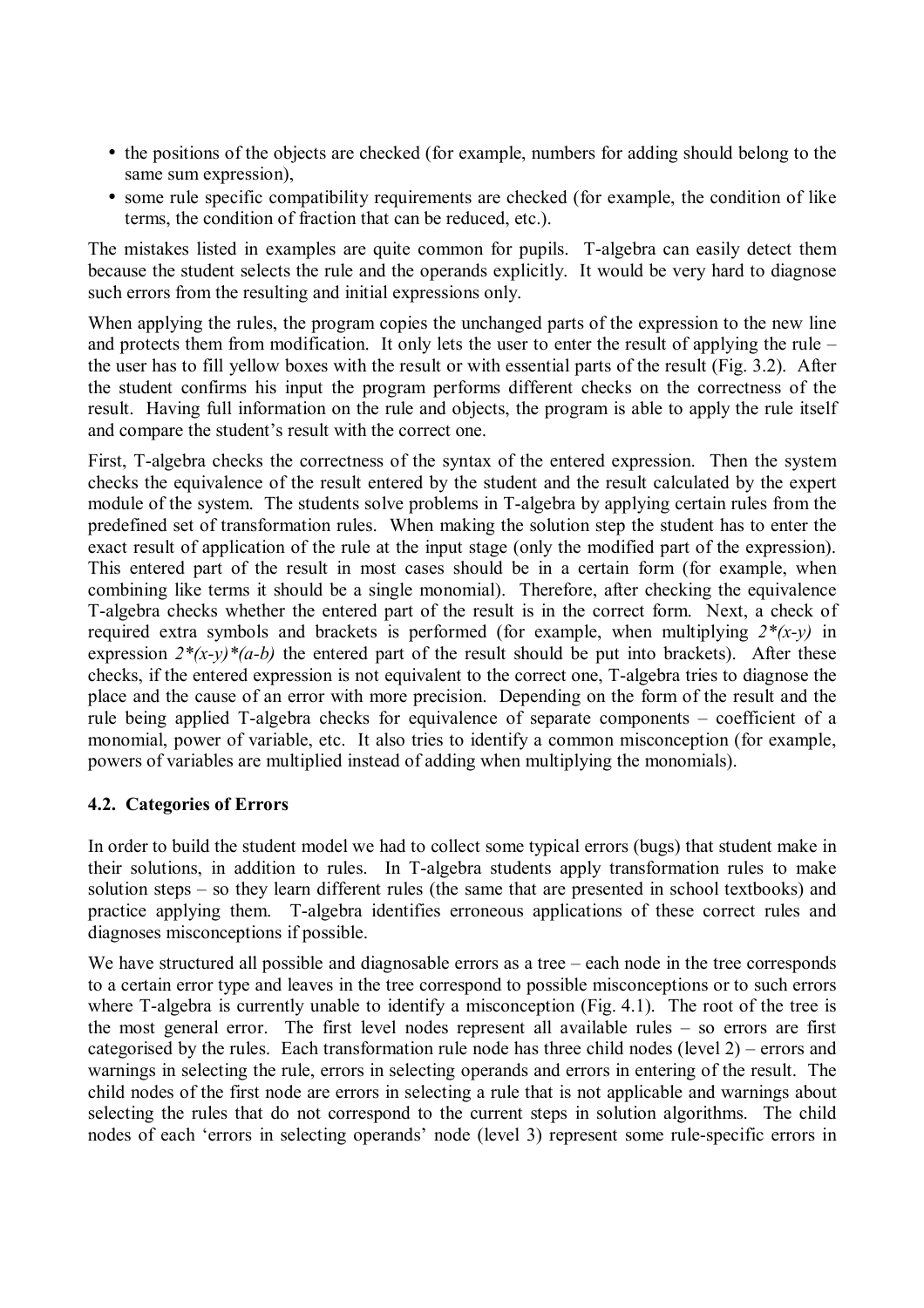- the positions of the objects are checked (for example, numbers for adding should belong to the same sum expression),
- some rule specific compatibility requirements are checked (for example, the condition of like terms, the condition of fraction that can be reduced, etc.).

The mistakes listed in examples are quite common for pupils. T-algebra can easily detect them because the student selects the rule and the operands explicitly. It would be very hard to diagnose such errors from the resulting and initial expressions only.

When applying the rules, the program copies the unchanged parts of the expression to the new line and protects them from modification. It only lets the user to enter the result of applying the rule – the user has to fill yellow boxes with the result or with essential parts of the result (Fig. 3.2). After the student confirms his input the program performs different checks on the correctness of the result. Having full information on the rule and objects, the program is able to apply the rule itself and compare the student's result with the correct one.

First, T-algebra checks the correctness of the syntax of the entered expression. Then the system checks the equivalence of the result entered by the student and the result calculated by the expert module of the system. The students solve problems in T-algebra by applying certain rules from the predefined set of transformation rules. When making the solution step the student has to enter the exact result of application of the rule at the input stage (only the modified part of the expression). This entered part of the result in most cases should be in a certain form (for example, when combining like terms it should be a single monomial). Therefore, after checking the equivalence T-algebra checks whether the entered part of the result is in the correct form. Next, a check of required extra symbols and brackets is performed (for example, when multiplying *2\*(x-y)* in expression *2\*(x-y)\*(a-b)* the entered part of the result should be put into brackets). After these checks, if the entered expression is not equivalent to the correct one, T-algebra tries to diagnose the place and the cause of an error with more precision. Depending on the form of the result and the rule being applied T-algebra checks for equivalence of separate components – coefficient of a monomial, power of variable, etc. It also tries to identify a common misconception (for example, powers of variables are multiplied instead of adding when multiplying the monomials).

### 4.2. Categories of Errors

In order to build the student model we had to collect some typical errors (bugs) that student make in their solutions, in addition to rules. In T-algebra students apply transformation rules to make solution steps – so they learn different rules (the same that are presented in school textbooks) and practice applying them. T-algebra identifies erroneous applications of these correct rules and diagnoses misconceptions if possible.

We have structured all possible and diagnosable errors as a tree – each node in the tree corresponds to a certain error type and leaves in the tree correspond to possible misconceptions or to such errors where T-algebra is currently unable to identify a misconception (Fig. 4.1). The root of the tree is the most general error. The first level nodes represent all available rules – so errors are first categorised by the rules. Each transformation rule node has three child nodes (level 2) – errors and warnings in selecting the rule, errors in selecting operands and errors in entering of the result. The child nodes of the first node are errors in selecting a rule that is not applicable and warnings about selecting the rules that do not correspond to the current steps in solution algorithms. The child nodes of each 'errors in selecting operands' node (level 3) represent some rule-specific errors in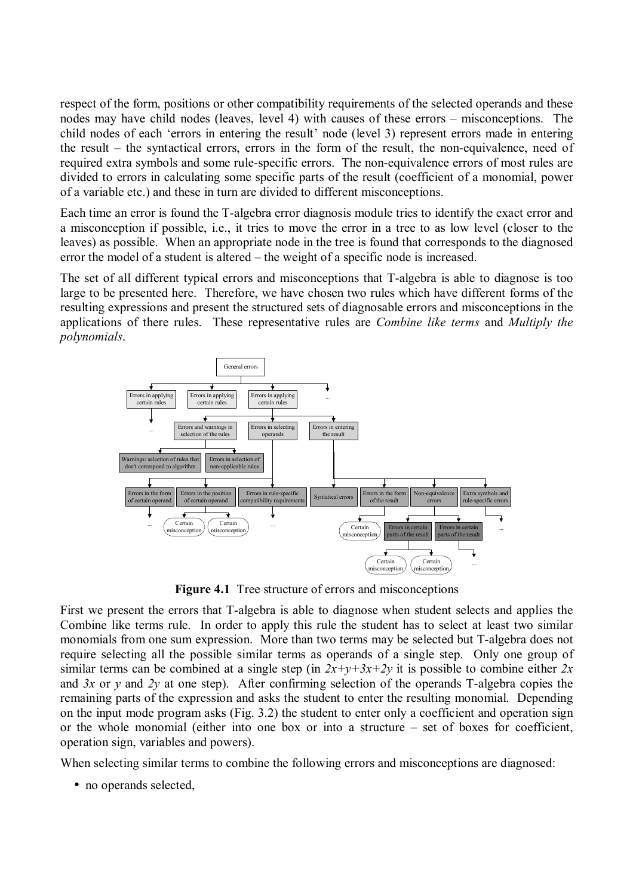respect of the form, positions or other compatibility requirements of the selected operands and these nodes may have child nodes (leaves, level 4) with causes of these errors – misconceptions. The child nodes of each 'errors in entering the result' node (level 3) represent errors made in entering the result – the syntactical errors, errors in the form of the result, the non-equivalence, need of required extra symbols and some rule-specific errors. The non-equivalence errors of most rules are divided to errors in calculating some specific parts of the result (coefficient of a monomial, power of a variable etc.) and these in turn are divided to different misconceptions.

Each time an error is found the T-algebra error diagnosis module tries to identify the exact error and a misconception if possible, i.e., it tries to move the error in a tree to as low level (closer to the leaves) as possible. When an appropriate node in the tree is found that corresponds to the diagnosed error the model of a student is altered – the weight of a specific node is increased.

The set of all different typical errors and misconceptions that T-algebra is able to diagnose is too large to be presented here. Therefore, we have chosen two rules which have different forms of the resulting expressions and present the structured sets of diagnosable errors and misconceptions in the applications of there rules. These representative rules are *Combine like terms* and *Multiply the polynomials*.

**Figure 4.1** Tree structure of errors and misconceptions

First we present the errors that T-algebra is able to diagnose when student selects and applies the Combine like terms rule. In order to apply this rule the student has to select at least two similar monomials from one sum expression. More than two terms may be selected but T-algebra does not require selecting all the possible similar terms as operands of a single step. Only one group of similar terms can be combined at a single step (in $2x+y+3x+2y$ it is possible to combine either $2x$ and $3x$ or $y$ and $2y$ at one step). After confirming selection of the operands T-algebra copies the remaining parts of the expression and asks the student to enter the resulting monomial. Depending on the input mode program asks (Fig. 3.2) the student to enter only a coefficient and operation sign or the whole monomial (either into one box or into a structure – set of boxes for coefficient, operation sign, variables and powers).

When selecting similar terms to combine the following errors and misconceptions are diagnosed:

- no operands selected,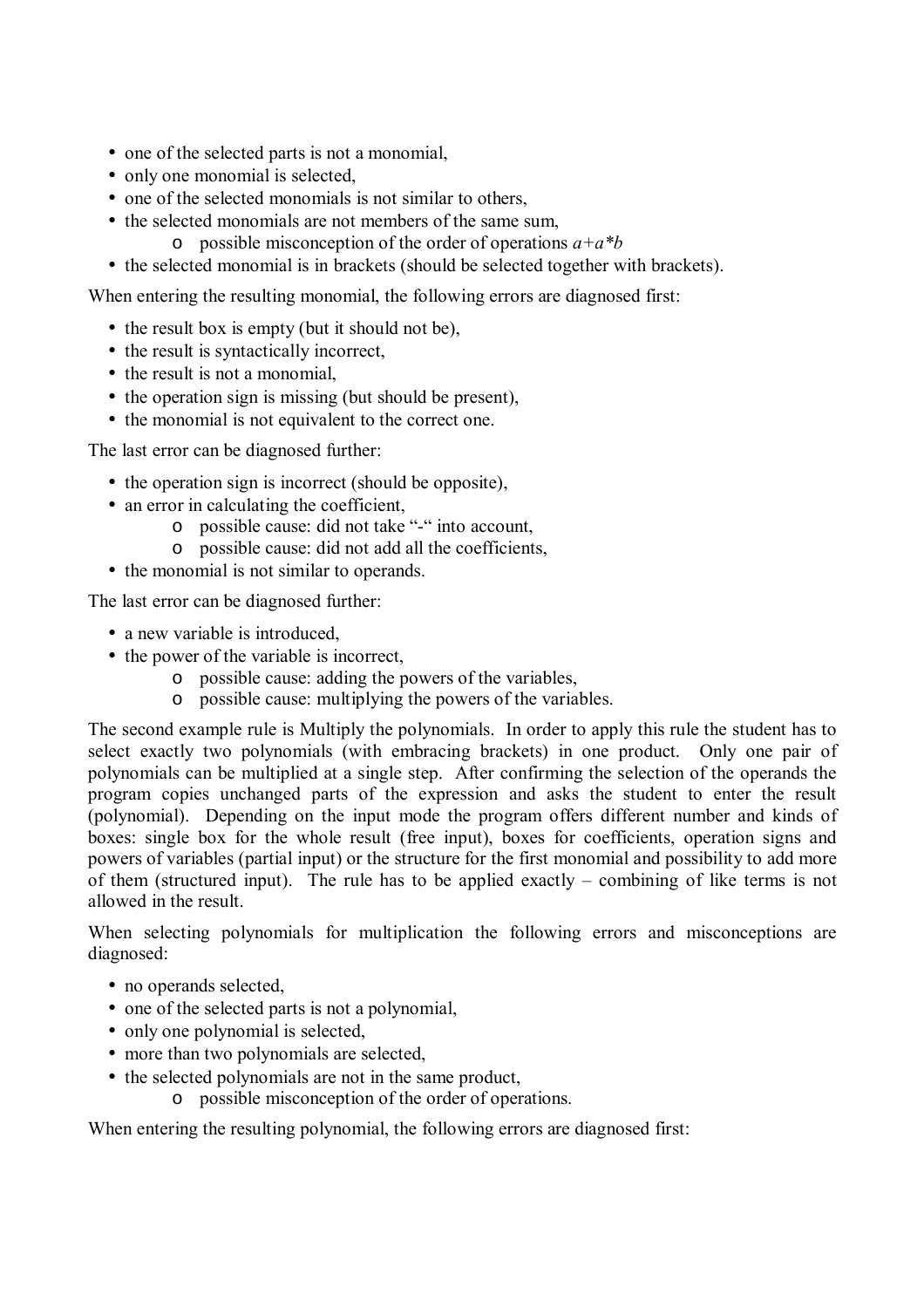- one of the selected parts is not a monomial,
- only one monomial is selected,
- one of the selected monomials is not similar to others,
- the selected monomials are not members of the same sum,
  - possible misconception of the order of operations $a+a*b$
- the selected monomial is in brackets (should be selected together with brackets).

When entering the resulting monomial, the following errors are diagnosed first:

- the result box is empty (but it should not be),
- the result is syntactically incorrect,
- the result is not a monomial,
- the operation sign is missing (but should be present),
- the monomial is not equivalent to the correct one.

The last error can be diagnosed further:

- the operation sign is incorrect (should be opposite),
- an error in calculating the coefficient,
  - possible cause: did not take "-" into account,
  - possible cause: did not add all the coefficients,
- the monomial is not similar to operands.

The last error can be diagnosed further:

- a new variable is introduced,
- the power of the variable is incorrect,
  - possible cause: adding the powers of the variables,
  - possible cause: multiplying the powers of the variables.

The second example rule is Multiply the polynomials. In order to apply this rule the student has to select exactly two polynomials (with embracing brackets) in one product. Only one pair of polynomials can be multiplied at a single step. After confirming the selection of the operands the program copies unchanged parts of the expression and asks the student to enter the result (polynomial). Depending on the input mode the program offers different number and kinds of boxes: single box for the whole result (free input), boxes for coefficients, operation signs and powers of variables (partial input) or the structure for the first monomial and possibility to add more of them (structured input). The rule has to be applied exactly – combining of like terms is not allowed in the result.

When selecting polynomials for multiplication the following errors and misconceptions are diagnosed:

- no operands selected,
- one of the selected parts is not a polynomial,
- only one polynomial is selected,
- more than two polynomials are selected,
- the selected polynomials are not in the same product,
  - possible misconception of the order of operations.

When entering the resulting polynomial, the following errors are diagnosed first: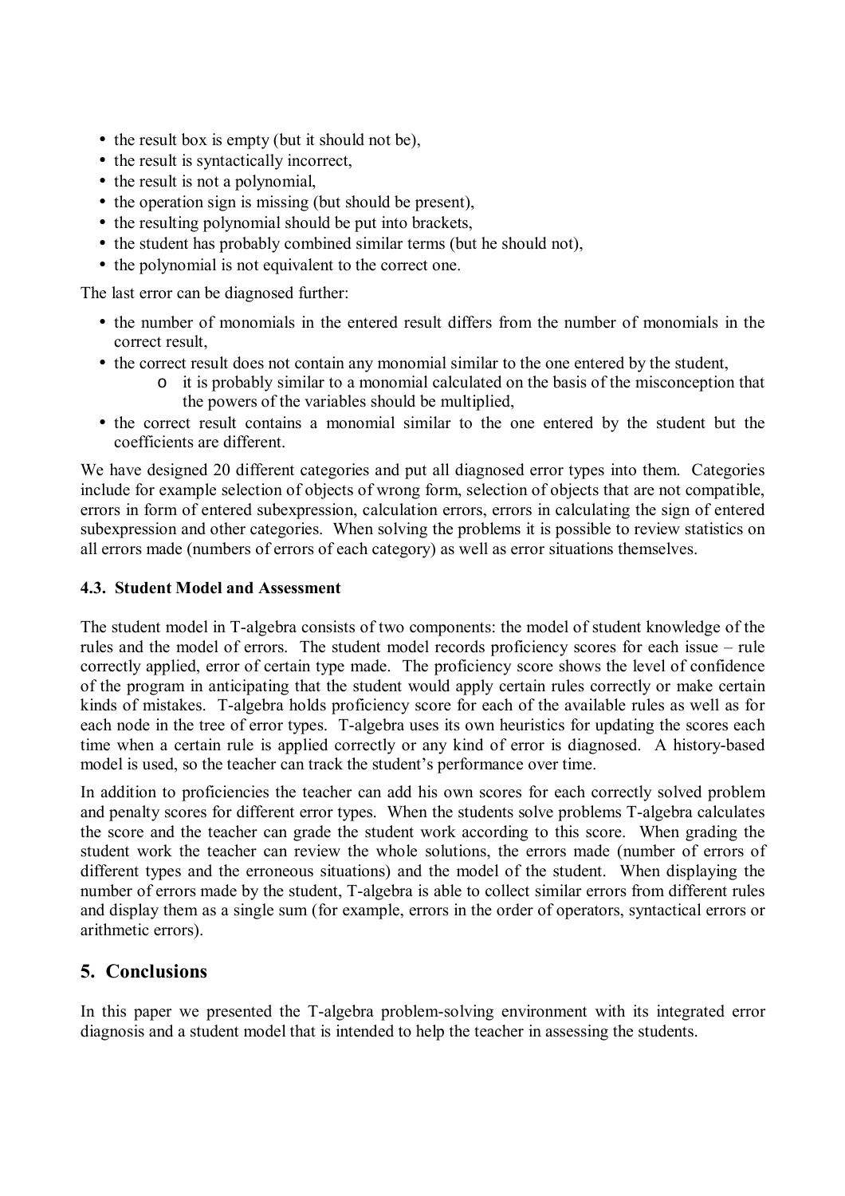- the result box is empty (but it should not be),
- the result is syntactically incorrect,
- the result is not a polynomial,
- the operation sign is missing (but should be present),
- the resulting polynomial should be put into brackets,
- the student has probably combined similar terms (but he should not),
- the polynomial is not equivalent to the correct one.

The last error can be diagnosed further:

- the number of monomials in the entered result differs from the number of monomials in the correct result,
- the correct result does not contain any monomial similar to the one entered by the student,
  - it is probably similar to a monomial calculated on the basis of the misconception that the powers of the variables should be multiplied,
- the correct result contains a monomial similar to the one entered by the student but the coefficients are different.

We have designed 20 different categories and put all diagnosed error types into them. Categories include for example selection of objects of wrong form, selection of objects that are not compatible, errors in form of entered subexpression, calculation errors, errors in calculating the sign of entered subexpression and other categories. When solving the problems it is possible to review statistics on all errors made (numbers of errors of each category) as well as error situations themselves.

### 4.3. Student Model and Assessment

The student model in T-algebra consists of two components: the model of student knowledge of the rules and the model of errors. The student model records proficiency scores for each issue – rule correctly applied, error of certain type made. The proficiency score shows the level of confidence of the program in anticipating that the student would apply certain rules correctly or make certain kinds of mistakes. T-algebra holds proficiency score for each of the available rules as well as for each node in the tree of error types. T-algebra uses its own heuristics for updating the scores each time when a certain rule is applied correctly or any kind of error is diagnosed. A history-based model is used, so the teacher can track the student's performance over time.

In addition to proficiencies the teacher can add his own scores for each correctly solved problem and penalty scores for different error types. When the students solve problems T-algebra calculates the score and the teacher can grade the student work according to this score. When grading the student work the teacher can review the whole solutions, the errors made (number of errors of different types and the erroneous situations) and the model of the student. When displaying the number of errors made by the student, T-algebra is able to collect similar errors from different rules and display them as a single sum (for example, errors in the order of operators, syntactical errors or arithmetic errors).

## 5. Conclusions

In this paper we presented the T-algebra problem-solving environment with its integrated error diagnosis and a student model that is intended to help the teacher in assessing the students.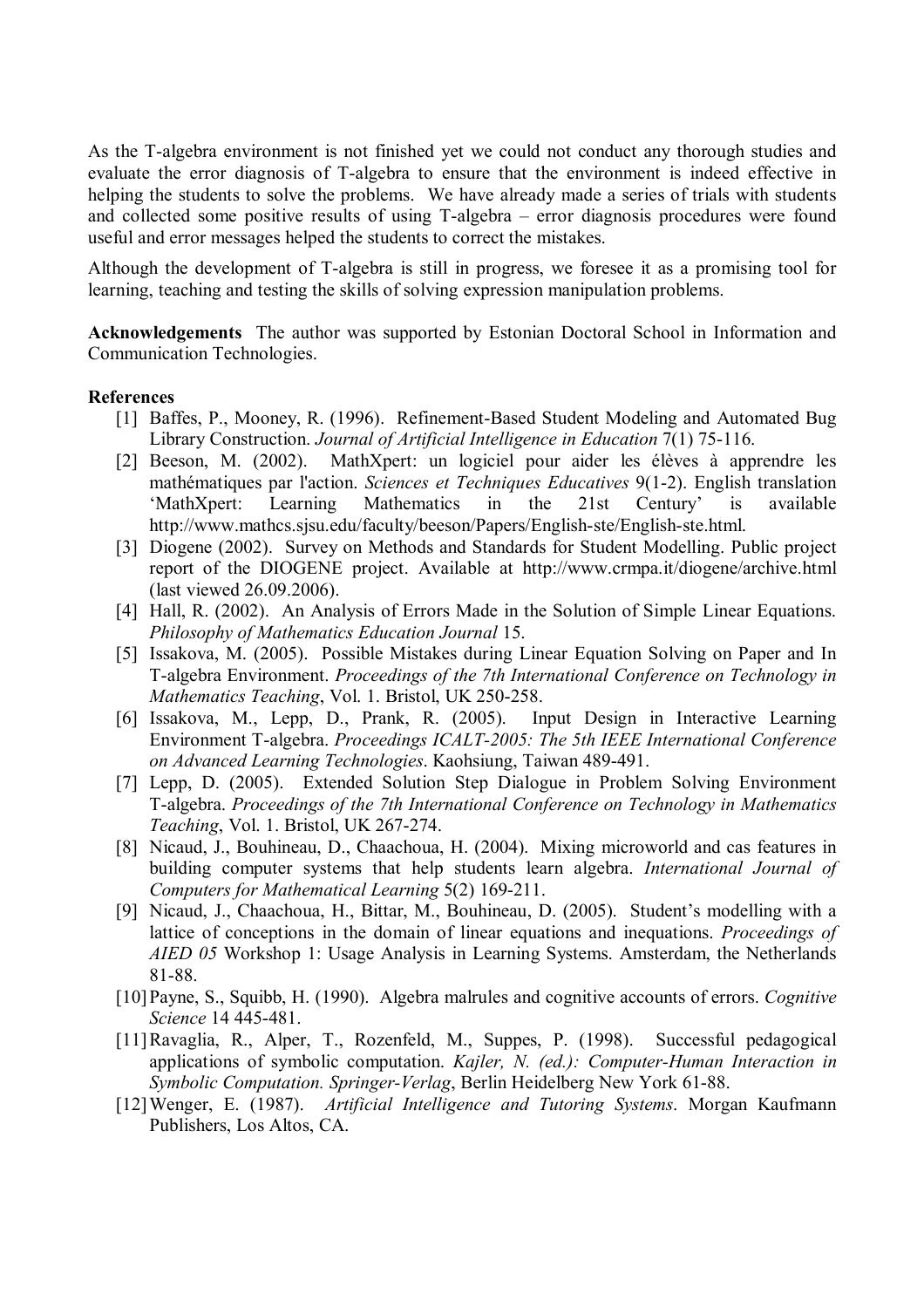As the T-algebra environment is not finished yet we could not conduct any thorough studies and evaluate the error diagnosis of T-algebra to ensure that the environment is indeed effective in helping the students to solve the problems. We have already made a series of trials with students and collected some positive results of using T-algebra – error diagnosis procedures were found useful and error messages helped the students to correct the mistakes.

Although the development of T-algebra is still in progress, we foresee it as a promising tool for learning, teaching and testing the skills of solving expression manipulation problems.

**Acknowledgements** The author was supported by Estonian Doctoral School in Information and Communication Technologies.

**References**

[1] Baffes, P., Mooney, R. (1996). Refinement-Based Student Modeling and Automated Bug Library Construction. *Journal of Artificial Intelligence in Education* 7(1) 75-116.

[2] Beeson, M. (2002). MathXpert: un logiciel pour aider les élèves à apprendre les mathématiques par l'action. *Sciences et Techniques Educatives* 9(1-2). English translation 'MathXpert: Learning Mathematics in the 21st Century' is available http://www.mathcs.sjsu.edu/faculty/beeson/Papers/English-ste/English-ste.html.

[3] Diogene (2002). Survey on Methods and Standards for Student Modelling. Public project report of the DIOGENE project. Available at http://www.crmpa.it/diogene/archive.html (last viewed 26.09.2006).

[4] Hall, R. (2002). An Analysis of Errors Made in the Solution of Simple Linear Equations. *Philosophy of Mathematics Education Journal* 15.

[5] Issakova, M. (2005). Possible Mistakes during Linear Equation Solving on Paper and In T-algebra Environment. *Proceedings of the 7th International Conference on Technology in Mathematics Teaching*, Vol. 1. Bristol, UK 250-258.

[6] Issakova, M., Lepp, D., Prank, R. (2005). Input Design in Interactive Learning Environment T-algebra. *Proceedings ICALT-2005: The 5th IEEE International Conference on Advanced Learning Technologies*. Kaohsiung, Taiwan 489-491.

[7] Lepp, D. (2005). Extended Solution Step Dialogue in Problem Solving Environment T-algebra. *Proceedings of the 7th International Conference on Technology in Mathematics Teaching*, Vol. 1. Bristol, UK 267-274.

[8] Nicaud, J., Bouhineau, D., Chaachoua, H. (2004). Mixing microworld and cas features in building computer systems that help students learn algebra. *International Journal of Computers for Mathematical Learning* 5(2) 169-211.

[9] Nicaud, J., Chaachoua, H., Bittar, M., Bouhineau, D. (2005). Student's modelling with a lattice of conceptions in the domain of linear equations and inequations. *Proceedings of AIED 05* Workshop 1: Usage Analysis in Learning Systems. Amsterdam, the Netherlands 81-88.

[10] Payne, S., Squibb, H. (1990). Algebra malrules and cognitive accounts of errors. *Cognitive Science* 14 445-481.

[11] Ravaglia, R., Alper, T., Rozenfeld, M., Suppes, P. (1998). Successful pedagogical applications of symbolic computation. *Kajler, N. (ed.): Computer-Human Interaction in Symbolic Computation. Springer-Verlag*, Berlin Heidelberg New York 61-88.

[12] Wenger, E. (1987). *Artificial Intelligence and Tutoring Systems*. Morgan Kaufmann Publishers, Los Altos, CA.